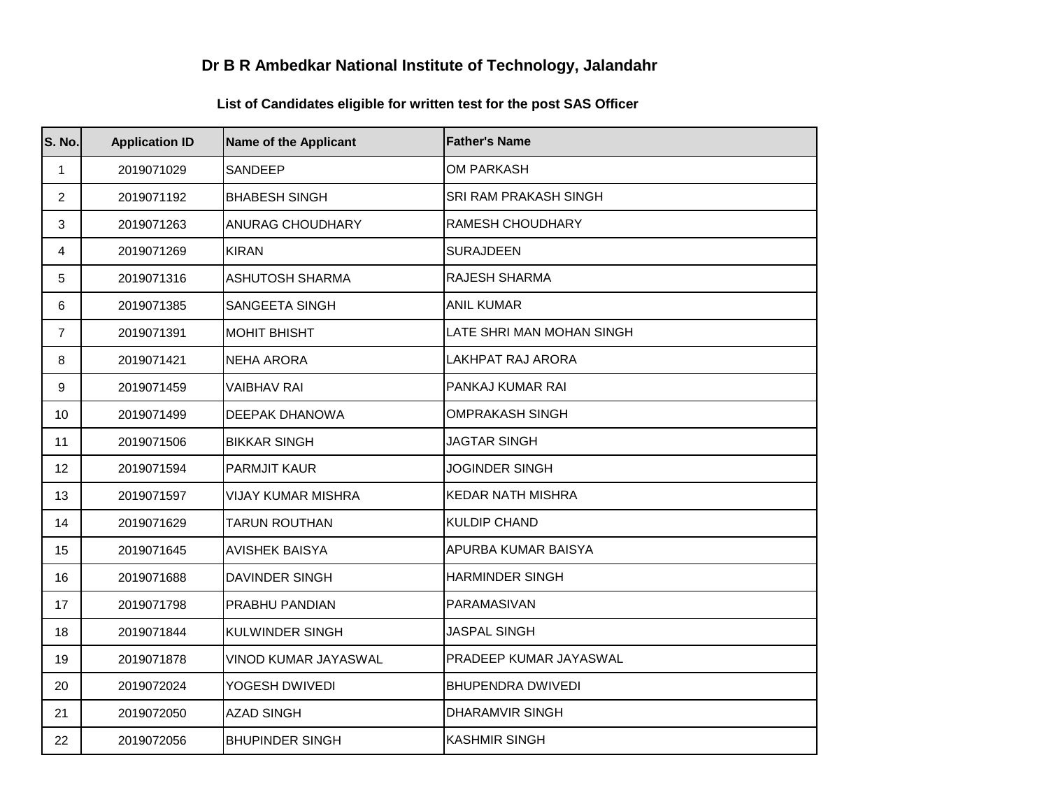# Dr B R Ambedkar National Institute of Technology, Jalandahr

## List of Candidates eligible for written test for the post SAS Officer

| S. No. | Application ID | Name of the Applicant | Father's Name |
|---|---|---|---|
| 1 | 2019071029 | SANDEEP | OM PARKASH |
| 2 | 2019071192 | BHABESH SINGH | SRI RAM PRAKASH SINGH |
| 3 | 2019071263 | ANURAG CHOUDHARY | RAMESH CHOUDHARY |
| 4 | 2019071269 | KIRAN | SURAJDEEN |
| 5 | 2019071316 | ASHUTOSH SHARMA | RAJESH SHARMA |
| 6 | 2019071385 | SANGEETA SINGH | ANIL KUMAR |
| 7 | 2019071391 | MOHIT BHISHT | LATE SHRI MAN MOHAN SINGH |
| 8 | 2019071421 | NEHA ARORA | LAKHPAT RAJ ARORA |
| 9 | 2019071459 | VAIBHAV RAI | PANKAJ KUMAR RAI |
| 10 | 2019071499 | DEEPAK DHANOWA | OMPRAKASH SINGH |
| 11 | 2019071506 | BIKKAR SINGH | JAGTAR SINGH |
| 12 | 2019071594 | PARMJIT KAUR | JOGINDER SINGH |
| 13 | 2019071597 | VIJAY KUMAR MISHRA | KEDAR NATH MISHRA |
| 14 | 2019071629 | TARUN ROUTHAN | KULDIP CHAND |
| 15 | 2019071645 | AVISHEK BAISYA | APURBA KUMAR BAISYA |
| 16 | 2019071688 | DAVINDER SINGH | HARMINDER SINGH |
| 17 | 2019071798 | PRABHU PANDIAN | PARAMASIVAN |
| 18 | 2019071844 | KULWINDER SINGH | JASPAL SINGH |
| 19 | 2019071878 | VINOD KUMAR JAYASWAL | PRADEEP KUMAR JAYASWAL |
| 20 | 2019072024 | YOGESH DWIVEDI | BHUPENDRA DWIVEDI |
| 21 | 2019072050 | AZAD SINGH | DHARAMVIR SINGH |
| 22 | 2019072056 | BHUPINDER SINGH | KASHMIR SINGH |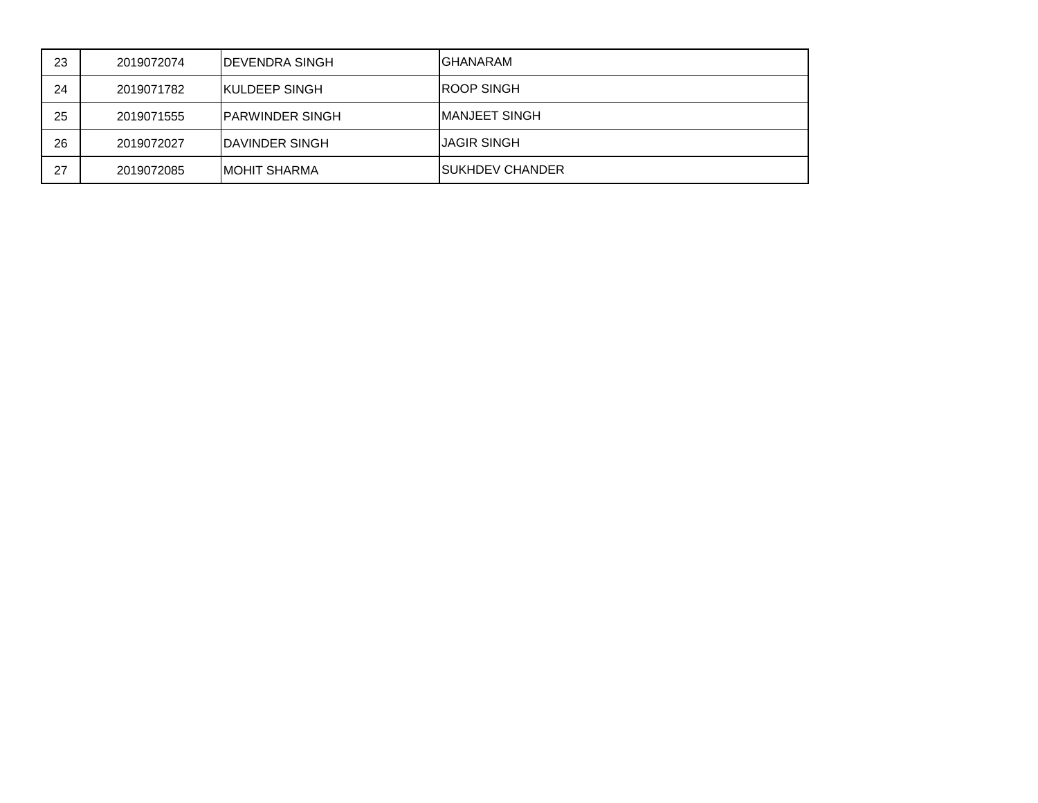| | | | |
|---|---|---|---|
| 23 | 2019072074 | DEVENDRA SINGH | GHANARAM |
| 24 | 2019071782 | KULDEEP SINGH | ROOP SINGH |
| 25 | 2019071555 | PARWINDER SINGH | MANJEET SINGH |
| 26 | 2019072027 | DAVINDER SINGH | JAGIR SINGH |
| 27 | 2019072085 | MOHIT SHARMA | SUKHDEV CHANDER |